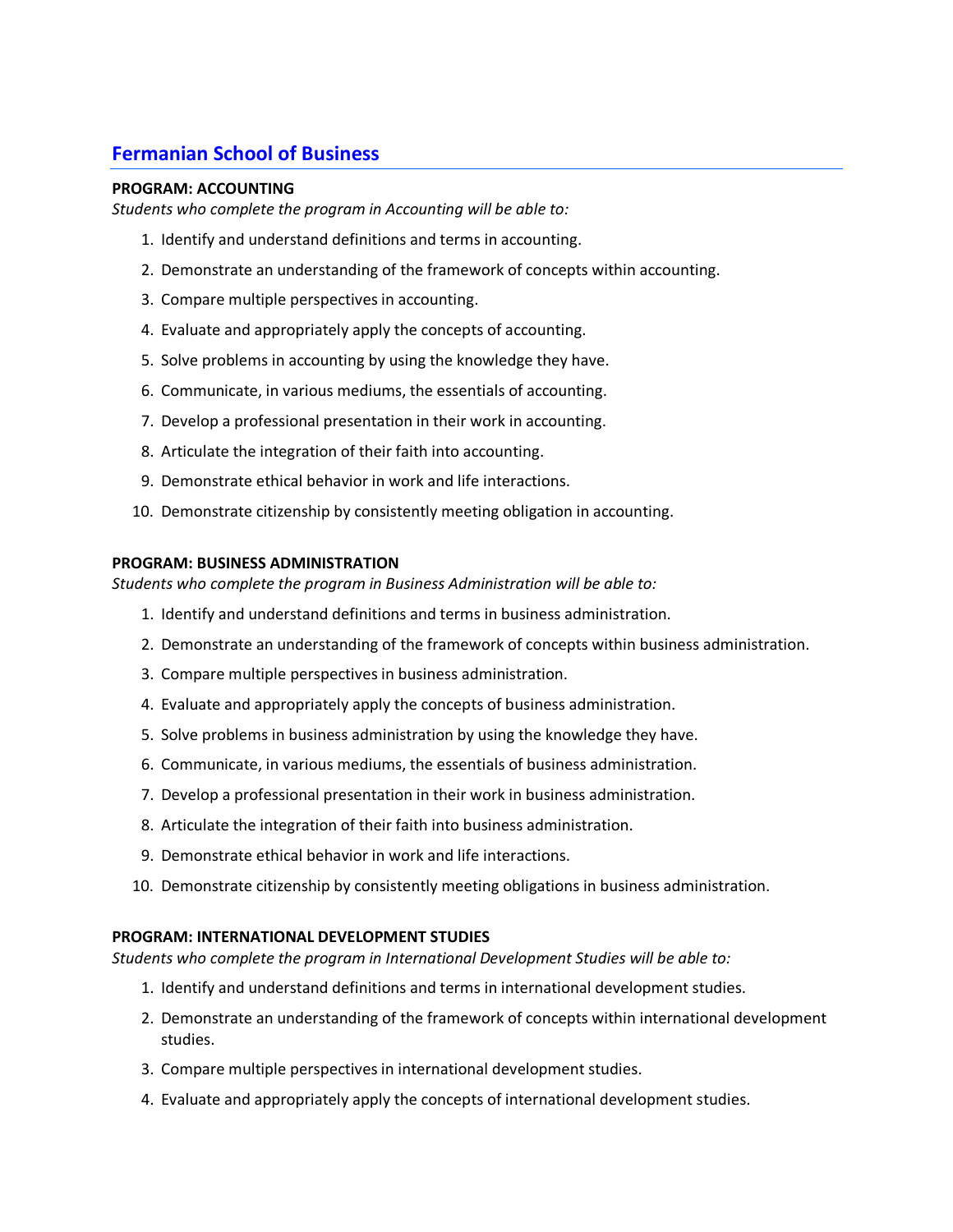## Fermanian School of Business

**PROGRAM: ACCOUNTING**

*Students who complete the program in Accounting will be able to:*

1. Identify and understand definitions and terms in accounting.
2. Demonstrate an understanding of the framework of concepts within accounting.
3. Compare multiple perspectives in accounting.
4. Evaluate and appropriately apply the concepts of accounting.
5. Solve problems in accounting by using the knowledge they have.
6. Communicate, in various mediums, the essentials of accounting.
7. Develop a professional presentation in their work in accounting.
8. Articulate the integration of their faith into accounting.
9. Demonstrate ethical behavior in work and life interactions.
10. Demonstrate citizenship by consistently meeting obligation in accounting.

**PROGRAM: BUSINESS ADMINISTRATION**

*Students who complete the program in Business Administration will be able to:*

1. Identify and understand definitions and terms in business administration.
2. Demonstrate an understanding of the framework of concepts within business administration.
3. Compare multiple perspectives in business administration.
4. Evaluate and appropriately apply the concepts of business administration.
5. Solve problems in business administration by using the knowledge they have.
6. Communicate, in various mediums, the essentials of business administration.
7. Develop a professional presentation in their work in business administration.
8. Articulate the integration of their faith into business administration.
9. Demonstrate ethical behavior in work and life interactions.
10. Demonstrate citizenship by consistently meeting obligations in business administration.

**PROGRAM: INTERNATIONAL DEVELOPMENT STUDIES**

*Students who complete the program in International Development Studies will be able to:*

1. Identify and understand definitions and terms in international development studies.
2. Demonstrate an understanding of the framework of concepts within international development studies.
3. Compare multiple perspectives in international development studies.
4. Evaluate and appropriately apply the concepts of international development studies.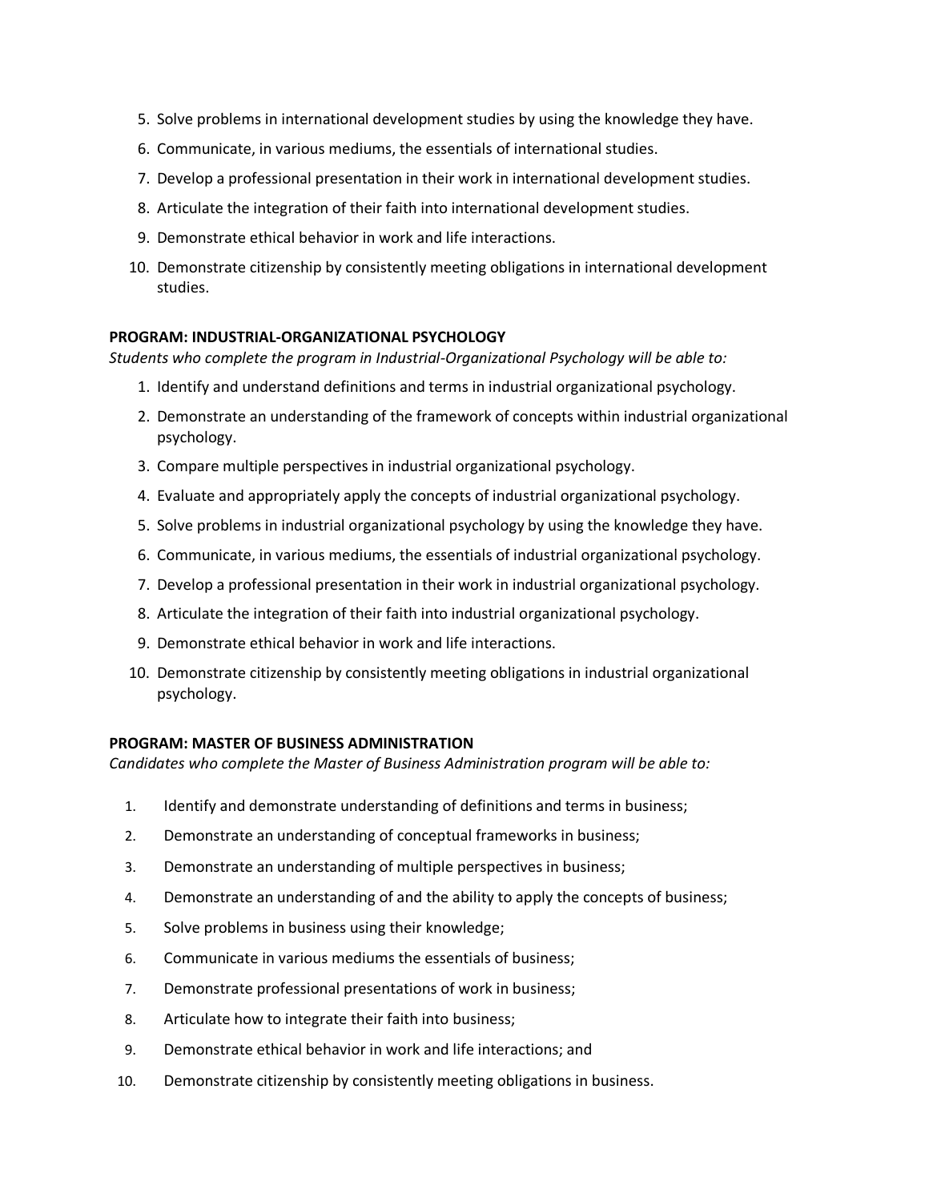5. Solve problems in international development studies by using the knowledge they have.
6. Communicate, in various mediums, the essentials of international studies.
7. Develop a professional presentation in their work in international development studies.
8. Articulate the integration of their faith into international development studies.
9. Demonstrate ethical behavior in work and life interactions.
10. Demonstrate citizenship by consistently meeting obligations in international development studies.

**PROGRAM: INDUSTRIAL-ORGANIZATIONAL PSYCHOLOGY**

*Students who complete the program in Industrial-Organizational Psychology will be able to:*

1. Identify and understand definitions and terms in industrial organizational psychology.
2. Demonstrate an understanding of the framework of concepts within industrial organizational psychology.
3. Compare multiple perspectives in industrial organizational psychology.
4. Evaluate and appropriately apply the concepts of industrial organizational psychology.
5. Solve problems in industrial organizational psychology by using the knowledge they have.
6. Communicate, in various mediums, the essentials of industrial organizational psychology.
7. Develop a professional presentation in their work in industrial organizational psychology.
8. Articulate the integration of their faith into industrial organizational psychology.
9. Demonstrate ethical behavior in work and life interactions.
10. Demonstrate citizenship by consistently meeting obligations in industrial organizational psychology.

**PROGRAM: MASTER OF BUSINESS ADMINISTRATION**

*Candidates who complete the Master of Business Administration program will be able to:*

1. Identify and demonstrate understanding of definitions and terms in business;
2. Demonstrate an understanding of conceptual frameworks in business;
3. Demonstrate an understanding of multiple perspectives in business;
4. Demonstrate an understanding of and the ability to apply the concepts of business;
5. Solve problems in business using their knowledge;
6. Communicate in various mediums the essentials of business;
7. Demonstrate professional presentations of work in business;
8. Articulate how to integrate their faith into business;
9. Demonstrate ethical behavior in work and life interactions; and
10. Demonstrate citizenship by consistently meeting obligations in business.